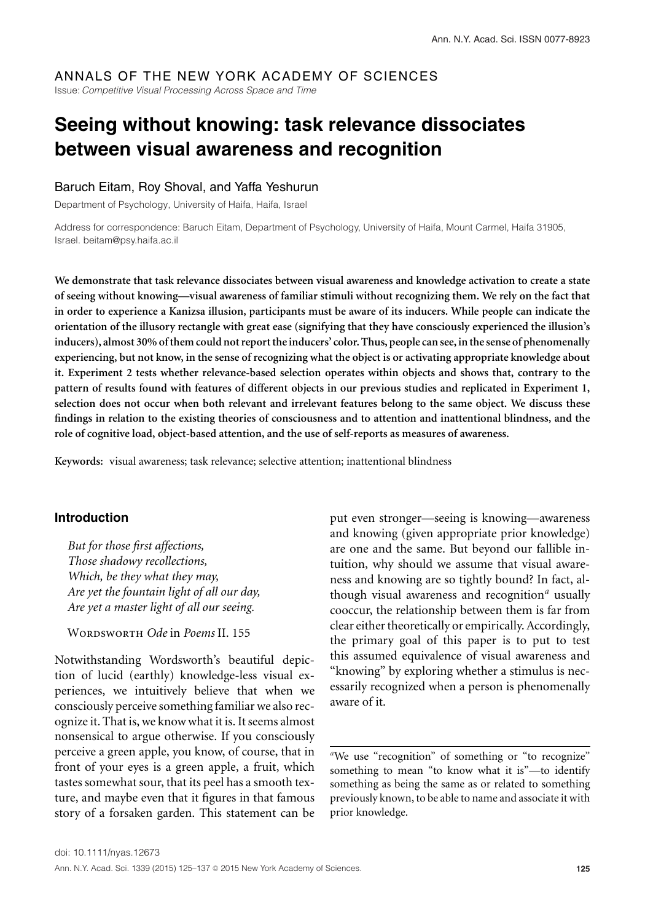ANNALS OF THE NEW YORK ACADEMY OF SCIENCES

Issue: *Competitive Visual Processing Across Space and Time*

# Seeing without knowing: task relevance dissociates between visual awareness and recognition

Baruch Eitam, Roy Shoval, and Yaffa Yeshurun

Department of Psychology, University of Haifa, Haifa, Israel

Address for correspondence: Baruch Eitam, Department of Psychology, University of Haifa, Mount Carmel, Haifa 31905, Israel. beitam@psy.haifa.ac.il

**We demonstrate that task relevance dissociates between visual awareness and knowledge activation to create a state of seeing without knowing—visual awareness of familiar stimuli without recognizing them. We rely on the fact that in order to experience a Kanizsa illusion, participants must be aware of its inducers. While people can indicate the orientation of the illusory rectangle with great ease (signifying that they have consciously experienced the illusion's inducers), almost 30% of them could not report the inducers' color. Thus, people can see, in the sense of phenomenally experiencing, but not know, in the sense of recognizing what the object is or activating appropriate knowledge about it. Experiment 2 tests whether relevance-based selection operates within objects and shows that, contrary to the pattern of results found with features of different objects in our previous studies and replicated in Experiment 1, selection does not occur when both relevant and irrelevant features belong to the same object. We discuss these findings in relation to the existing theories of consciousness and to attention and inattentional blindness, and the role of cognitive load, object-based attention, and the use of self-reports as measures of awareness.**

**Keywords:** visual awareness; task relevance; selective attention; inattentional blindness

## Introduction

*But for those first affections,*
*Those shadowy recollections,*
*Which, be they what they may,*
*Are yet the fountain light of all our day,*
*Are yet a master light of all our seeing.*

Wordsworth *Ode* in *Poems* II. 155

Notwithstanding Wordsworth's beautiful depiction of lucid (earthly) knowledge-less visual experiences, we intuitively believe that when we consciously perceive something familiar we also recognize it. That is, we know what it is. It seems almost nonsensical to argue otherwise. If you consciously perceive a green apple, you know, of course, that in front of your eyes is a green apple, a fruit, which tastes somewhat sour, that its peel has a smooth texture, and maybe even that it figures in that famous story of a forsaken garden. This statement can be put even stronger—seeing is knowing—awareness and knowing (given appropriate prior knowledge) are one and the same. But beyond our fallible intuition, why should we assume that visual awareness and knowing are so tightly bound? In fact, although visual awareness and recognition[a] usually cooccur, the relationship between them is far from clear either theoretically or empirically. Accordingly, the primary goal of this paper is to put to test this assumed equivalence of visual awareness and "knowing" by exploring whether a stimulus is necessarily recognized when a person is phenomenally aware of it.

[a]We use "recognition" of something or "to recognize" something to mean "to know what it is"—to identify something as being the same as or related to something previously known, to be able to name and associate it with prior knowledge.

doi: 10.1111/nyas.12673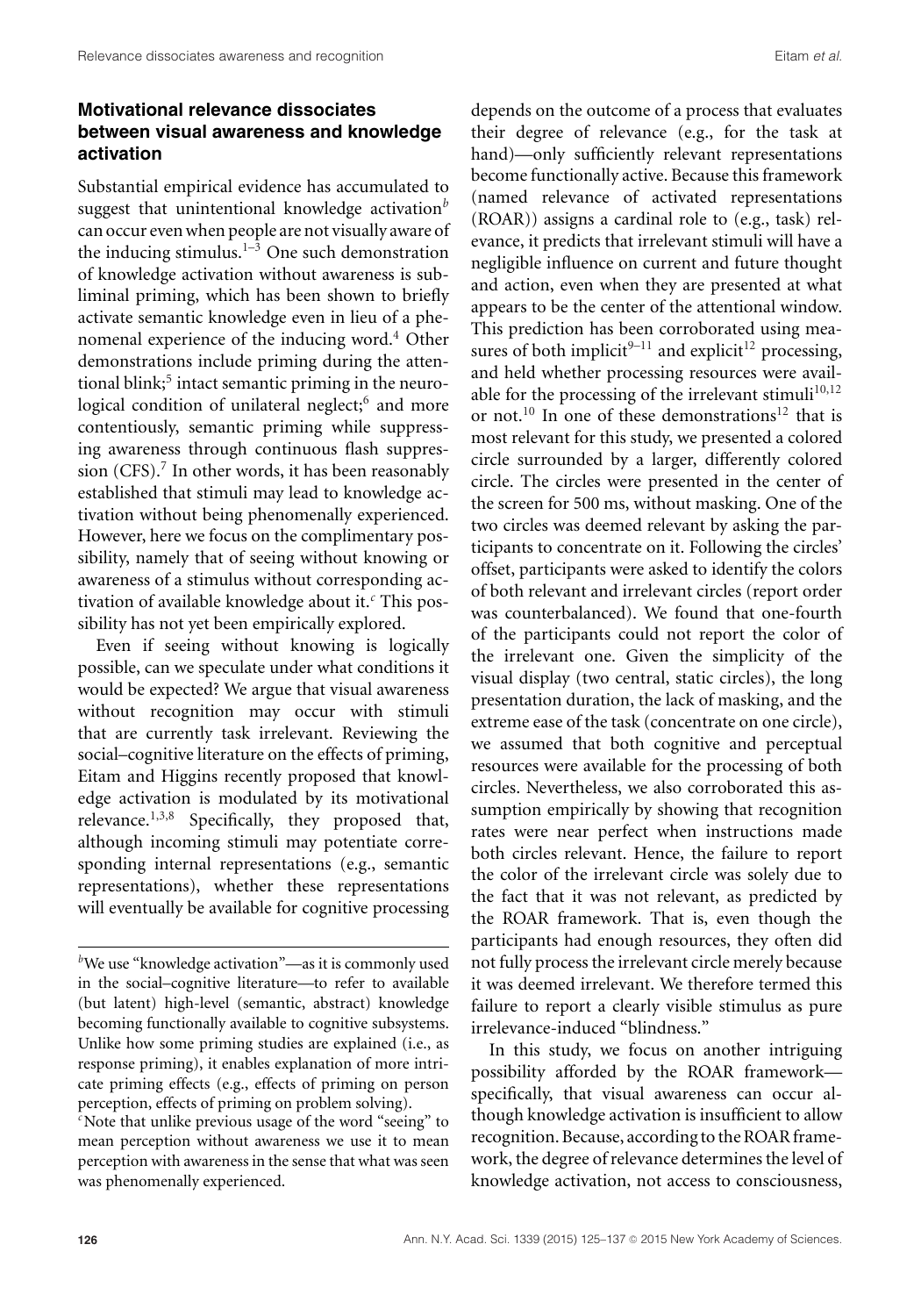## Motivational relevance dissociates between visual awareness and knowledge activation

Substantial empirical evidence has accumulated to suggest that unintentional knowledge activation[b] can occur even when people are not visually aware of the inducing stimulus.[1–3] One such demonstration of knowledge activation without awareness is subliminal priming, which has been shown to briefly activate semantic knowledge even in lieu of a phenomenal experience of the inducing word.[4] Other demonstrations include priming during the attentional blink;[5] intact semantic priming in the neurological condition of unilateral neglect;[6] and more contentiously, semantic priming while suppressing awareness through continuous flash suppression (CFS).[7] In other words, it has been reasonably established that stimuli may lead to knowledge activation without being phenomenally experienced. However, here we focus on the complimentary possibility, namely that of seeing without knowing or awareness of a stimulus without corresponding activation of available knowledge about it.[c] This possibility has not yet been empirically explored.

Even if seeing without knowing is logically possible, can we speculate under what conditions it would be expected? We argue that visual awareness without recognition may occur with stimuli that are currently task irrelevant. Reviewing the social–cognitive literature on the effects of priming, Eitam and Higgins recently proposed that knowledge activation is modulated by its motivational relevance.[1,3,8] Specifically, they proposed that, although incoming stimuli may potentiate corresponding internal representations (e.g., semantic representations), whether these representations will eventually be available for cognitive processing depends on the outcome of a process that evaluates their degree of relevance (e.g., for the task at hand)—only sufficiently relevant representations become functionally active. Because this framework (named relevance of activated representations (ROAR)) assigns a cardinal role to (e.g., task) relevance, it predicts that irrelevant stimuli will have a negligible influence on current and future thought and action, even when they are presented at what appears to be the center of the attentional window. This prediction has been corroborated using measures of both implicit[9–11] and explicit[12] processing, and held whether processing resources were available for the processing of the irrelevant stimuli[10,12] or not.[10] In one of these demonstrations[12] that is most relevant for this study, we presented a colored circle surrounded by a larger, differently colored circle. The circles were presented in the center of the screen for 500 ms, without masking. One of the two circles was deemed relevant by asking the participants to concentrate on it. Following the circles' offset, participants were asked to identify the colors of both relevant and irrelevant circles (report order was counterbalanced). We found that one-fourth of the participants could not report the color of the irrelevant one. Given the simplicity of the visual display (two central, static circles), the long presentation duration, the lack of masking, and the extreme ease of the task (concentrate on one circle), we assumed that both cognitive and perceptual resources were available for the processing of both circles. Nevertheless, we also corroborated this assumption empirically by showing that recognition rates were near perfect when instructions made both circles relevant. Hence, the failure to report the color of the irrelevant circle was solely due to the fact that it was not relevant, as predicted by the ROAR framework. That is, even though the participants had enough resources, they often did not fully process the irrelevant circle merely because it was deemed irrelevant. We therefore termed this failure to report a clearly visible stimulus as pure irrelevance-induced "blindness."

In this study, we focus on another intriguing possibility afforded by the ROAR framework—specifically, that visual awareness can occur although knowledge activation is insufficient to allow recognition. Because, according to the ROAR framework, the degree of relevance determines the level of knowledge activation, not access to consciousness,

---

[b] We use "knowledge activation"—as it is commonly used in the social–cognitive literature—to refer to available (but latent) high-level (semantic, abstract) knowledge becoming functionally available to cognitive subsystems. Unlike how some priming studies are explained (i.e., as response priming), it enables explanation of more intricate priming effects (e.g., effects of priming on person perception, effects of priming on problem solving).

[c] Note that unlike previous usage of the word "seeing" to mean perception without awareness we use it to mean perception with awareness in the sense that what was seen was phenomenally experienced.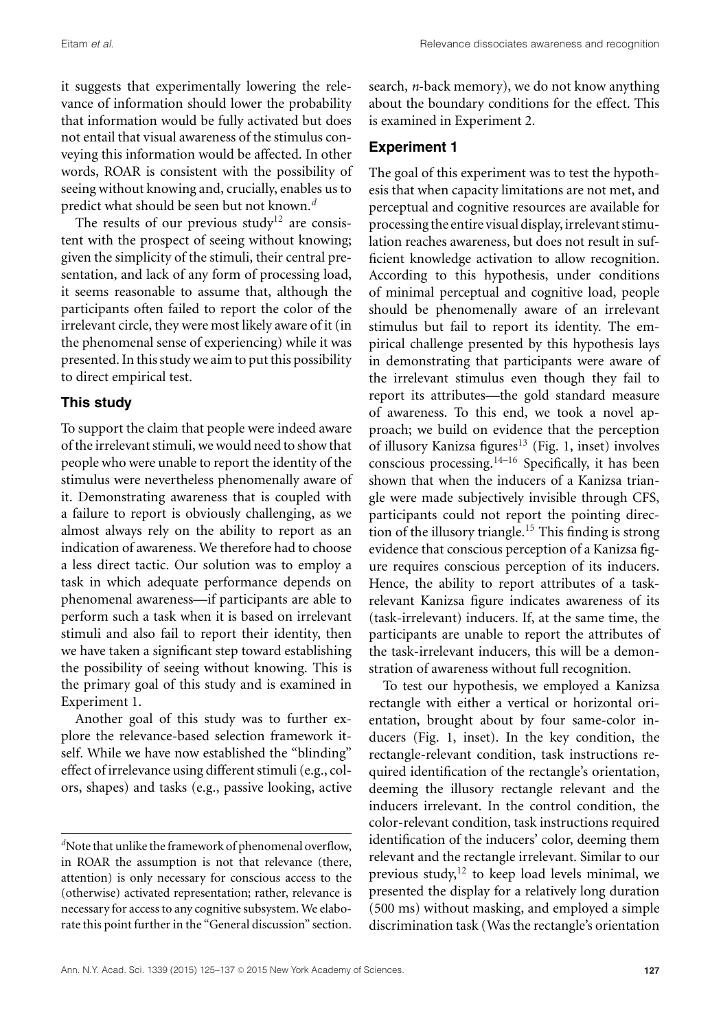it suggests that experimentally lowering the relevance of information should lower the probability that information would be fully activated but does not entail that visual awareness of the stimulus conveying this information would be affected. In other words, ROAR is consistent with the possibility of seeing without knowing and, crucially, enables us to predict what should be seen but not known.[d]

The results of our previous study[12] are consistent with the prospect of seeing without knowing; given the simplicity of the stimuli, their central presentation, and lack of any form of processing load, it seems reasonable to assume that, although the participants often failed to report the color of the irrelevant circle, they were most likely aware of it (in the phenomenal sense of experiencing) while it was presented. In this study we aim to put this possibility to direct empirical test.

## This study

To support the claim that people were indeed aware of the irrelevant stimuli, we would need to show that people who were unable to report the identity of the stimulus were nevertheless phenomenally aware of it. Demonstrating awareness that is coupled with a failure to report is obviously challenging, as we almost always rely on the ability to report as an indication of awareness. We therefore had to choose a less direct tactic. Our solution was to employ a task in which adequate performance depends on phenomenal awareness—if participants are able to perform such a task when it is based on irrelevant stimuli and also fail to report their identity, then we have taken a significant step toward establishing the possibility of seeing without knowing. This is the primary goal of this study and is examined in Experiment 1.

Another goal of this study was to further explore the relevance-based selection framework itself. While we have now established the "blinding" effect of irrelevance using different stimuli (e.g., colors, shapes) and tasks (e.g., passive looking, active search, *n*-back memory), we do not know anything about the boundary conditions for the effect. This is examined in Experiment 2.

## Experiment 1

The goal of this experiment was to test the hypothesis that when capacity limitations are not met, and perceptual and cognitive resources are available for processing the entire visual display, irrelevant stimulation reaches awareness, but does not result in sufficient knowledge activation to allow recognition. According to this hypothesis, under conditions of minimal perceptual and cognitive load, people should be phenomenally aware of an irrelevant stimulus but fail to report its identity. The empirical challenge presented by this hypothesis lays in demonstrating that participants were aware of the irrelevant stimulus even though they fail to report its attributes—the gold standard measure of awareness. To this end, we took a novel approach; we build on evidence that the perception of illusory Kanizsa figures[13] (Fig. 1, inset) involves conscious processing.[14–16] Specifically, it has been shown that when the inducers of a Kanizsa triangle were made subjectively invisible through CFS, participants could not report the pointing direction of the illusory triangle.[15] This finding is strong evidence that conscious perception of a Kanizsa figure requires conscious perception of its inducers. Hence, the ability to report attributes of a task-relevant Kanizsa figure indicates awareness of its (task-irrelevant) inducers. If, at the same time, the participants are unable to report the attributes of the task-irrelevant inducers, this will be a demonstration of awareness without full recognition.

To test our hypothesis, we employed a Kanizsa rectangle with either a vertical or horizontal orientation, brought about by four same-color inducers (Fig. 1, inset). In the key condition, the rectangle-relevant condition, task instructions required identification of the rectangle's orientation, deeming the illusory rectangle relevant and the inducers irrelevant. In the control condition, the color-relevant condition, task instructions required identification of the inducers' color, deeming them relevant and the rectangle irrelevant. Similar to our previous study,[12] to keep load levels minimal, we presented the display for a relatively long duration (500 ms) without masking, and employed a simple discrimination task (Was the rectangle's orientation

[d]Note that unlike the framework of phenomenal overflow, in ROAR the assumption is not that relevance (there, attention) is only necessary for conscious access to the (otherwise) activated representation; rather, relevance is necessary for access to any cognitive subsystem. We elaborate this point further in the "General discussion" section.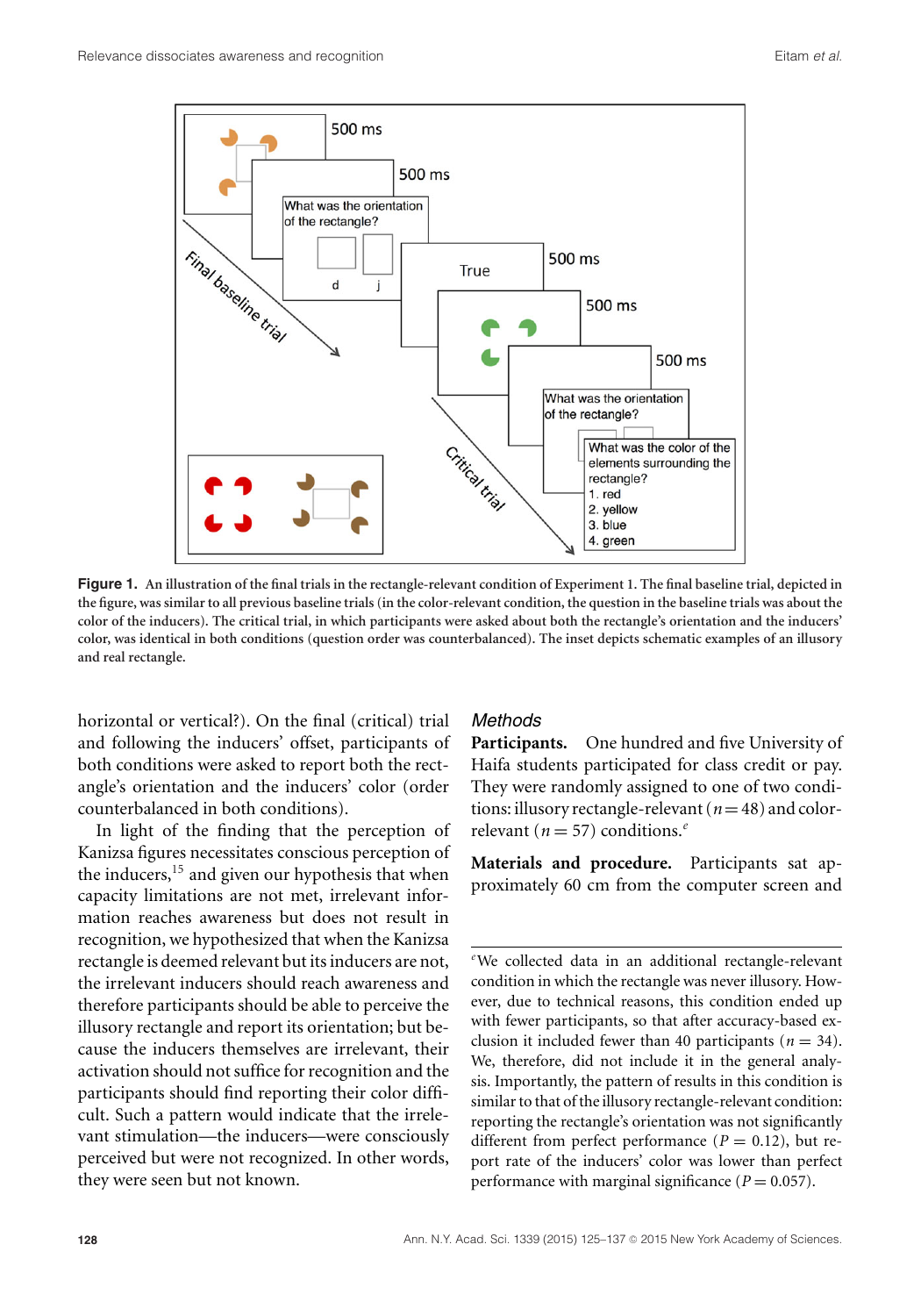**Figure 1.** An illustration of the final trials in the rectangle-relevant condition of Experiment 1. The final baseline trial, depicted in the figure, was similar to all previous baseline trials (in the color-relevant condition, the question in the baseline trials was about the color of the inducers). The critical trial, in which participants were asked about both the rectangle's orientation and the inducers' color, was identical in both conditions (question order was counterbalanced). The inset depicts schematic examples of an illusory and real rectangle.

horizontal or vertical?). On the final (critical) trial and following the inducers' offset, participants of both conditions were asked to report both the rectangle's orientation and the inducers' color (order counterbalanced in both conditions).

In light of the finding that the perception of Kanizsa figures necessitates conscious perception of the inducers,[15] and given our hypothesis that when capacity limitations are not met, irrelevant information reaches awareness but does not result in recognition, we hypothesized that when the Kanizsa rectangle is deemed relevant but its inducers are not, the irrelevant inducers should reach awareness and therefore participants should be able to perceive the illusory rectangle and report its orientation; but because the inducers themselves are irrelevant, their activation should not suffice for recognition and the participants should find reporting their color difficult. Such a pattern would indicate that the irrelevant stimulation—the inducers—were consciously perceived but were not recognized. In other words, they were seen but not known.

### *Methods*

**Participants.** One hundred and five University of Haifa students participated for class credit or pay. They were randomly assigned to one of two conditions: illusory rectangle-relevant ($n = 48$) and color-relevant ($n = 57$) conditions.[e]

**Materials and procedure.** Participants sat approximately 60 cm from the computer screen and

[e]We collected data in an additional rectangle-relevant condition in which the rectangle was never illusory. However, due to technical reasons, this condition ended up with fewer participants, so that after accuracy-based exclusion it included fewer than 40 participants ($n = 34$). We, therefore, did not include it in the general analysis. Importantly, the pattern of results in this condition is similar to that of the illusory rectangle-relevant condition: reporting the rectangle's orientation was not significantly different from perfect performance ($P = 0.12$), but report rate of the inducers' color was lower than perfect performance with marginal significance ($P = 0.057$).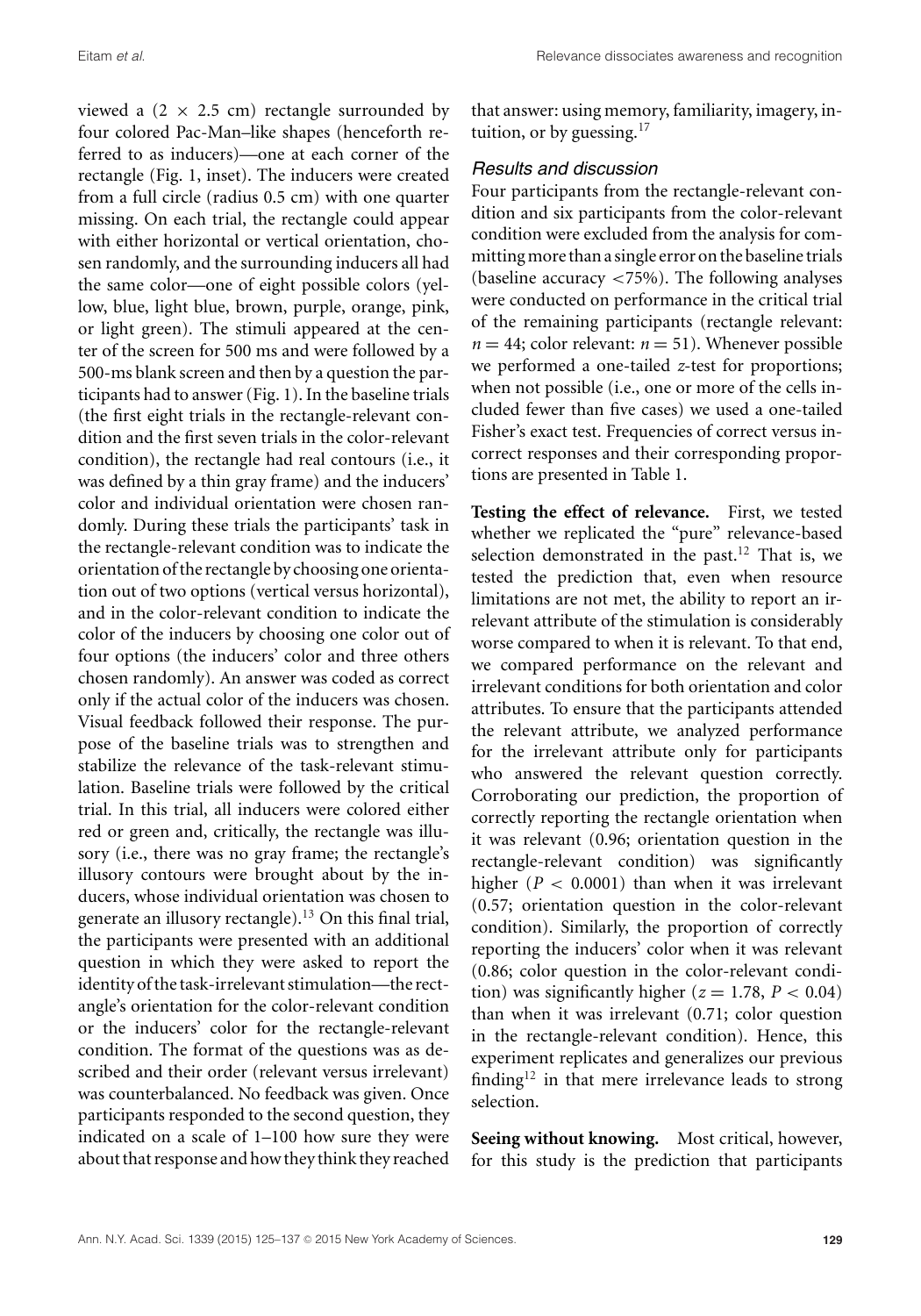viewed a ($2 \times 2.5$ cm) rectangle surrounded by four colored Pac-Man–like shapes (henceforth referred to as inducers)—one at each corner of the rectangle (Fig. 1, inset). The inducers were created from a full circle (radius 0.5 cm) with one quarter missing. On each trial, the rectangle could appear with either horizontal or vertical orientation, chosen randomly, and the surrounding inducers all had the same color—one of eight possible colors (yellow, blue, light blue, brown, purple, orange, pink, or light green). The stimuli appeared at the center of the screen for 500 ms and were followed by a 500-ms blank screen and then by a question the participants had to answer (Fig. 1). In the baseline trials (the first eight trials in the rectangle-relevant condition and the first seven trials in the color-relevant condition), the rectangle had real contours (i.e., it was defined by a thin gray frame) and the inducers' color and individual orientation were chosen randomly. During these trials the participants' task in the rectangle-relevant condition was to indicate the orientation of the rectangle by choosing one orientation out of two options (vertical versus horizontal), and in the color-relevant condition to indicate the color of the inducers by choosing one color out of four options (the inducers' color and three others chosen randomly). An answer was coded as correct only if the actual color of the inducers was chosen. Visual feedback followed their response. The purpose of the baseline trials was to strengthen and stabilize the relevance of the task-relevant stimulation. Baseline trials were followed by the critical trial. In this trial, all inducers were colored either red or green and, critically, the rectangle was illusory (i.e., there was no gray frame; the rectangle's illusory contours were brought about by the inducers, whose individual orientation was chosen to generate an illusory rectangle).[13] On this final trial, the participants were presented with an additional question in which they were asked to report the identity of the task-irrelevant stimulation—the rectangle's orientation for the color-relevant condition or the inducers' color for the rectangle-relevant condition. The format of the questions was as described and their order (relevant versus irrelevant) was counterbalanced. No feedback was given. Once participants responded to the second question, they indicated on a scale of 1–100 how sure they were about that response and how they think they reached that answer: using memory, familiarity, imagery, intuition, or by guessing.[17]

### *Results and discussion*

Four participants from the rectangle-relevant condition and six participants from the color-relevant condition were excluded from the analysis for committing more than a single error on the baseline trials (baseline accuracy <75%). The following analyses were conducted on performance in the critical trial of the remaining participants (rectangle relevant: $n = 44$; color relevant: $n = 51$). Whenever possible we performed a one-tailed $z$-test for proportions; when not possible (i.e., one or more of the cells included fewer than five cases) we used a one-tailed Fisher's exact test. Frequencies of correct versus incorrect responses and their corresponding proportions are presented in Table 1.

**Testing the effect of relevance.** First, we tested whether we replicated the "pure" relevance-based selection demonstrated in the past.[12] That is, we tested the prediction that, even when resource limitations are not met, the ability to report an irrelevant attribute of the stimulation is considerably worse compared to when it is relevant. To that end, we compared performance on the relevant and irrelevant conditions for both orientation and color attributes. To ensure that the participants attended the relevant attribute, we analyzed performance for the irrelevant attribute only for participants who answered the relevant question correctly. Corroborating our prediction, the proportion of correctly reporting the rectangle orientation when it was relevant (0.96; orientation question in the rectangle-relevant condition) was significantly higher ($P < 0.0001$) than when it was irrelevant (0.57; orientation question in the color-relevant condition). Similarly, the proportion of correctly reporting the inducers' color when it was relevant (0.86; color question in the color-relevant condition) was significantly higher ($z = 1.78$, $P < 0.04$) than when it was irrelevant (0.71; color question in the rectangle-relevant condition). Hence, this experiment replicates and generalizes our previous finding[12] in that mere irrelevance leads to strong selection.

**Seeing without knowing.** Most critical, however, for this study is the prediction that participants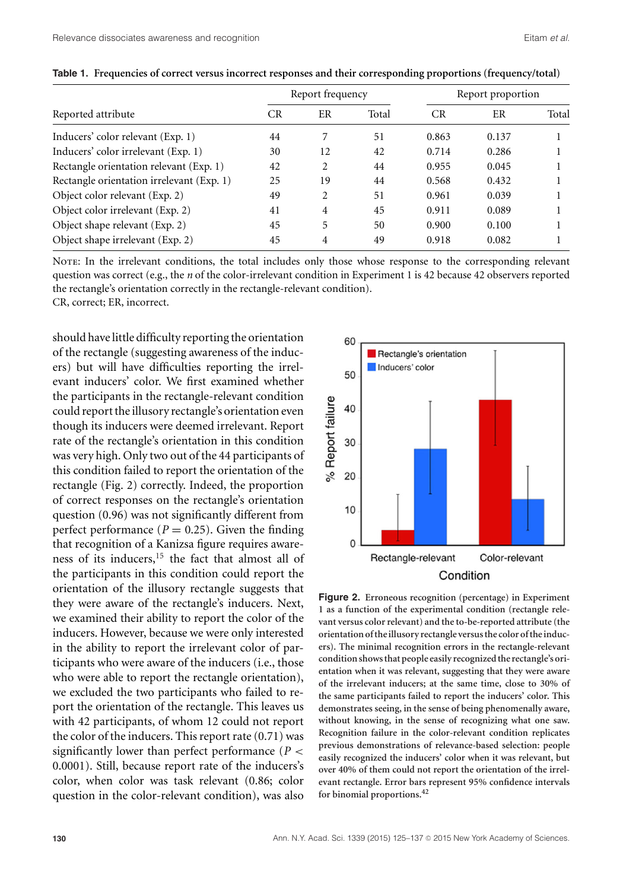**Table 1. Frequencies of correct versus incorrect responses and their corresponding proportions (frequency/total)**

| Reported attribute | Report frequency | | | Report proportion | | |
|---|---|---|---|---|---|---|
| | CR | ER | Total | CR | ER | Total |
| Inducers' color relevant (Exp. 1) | 44 | 7 | 51 | 0.863 | 0.137 | 1 |
| Inducers' color irrelevant (Exp. 1) | 30 | 12 | 42 | 0.714 | 0.286 | 1 |
| Rectangle orientation relevant (Exp. 1) | 42 | 2 | 44 | 0.955 | 0.045 | 1 |
| Rectangle orientation irrelevant (Exp. 1) | 25 | 19 | 44 | 0.568 | 0.432 | 1 |
| Object color relevant (Exp. 2) | 49 | 2 | 51 | 0.961 | 0.039 | 1 |
| Object color irrelevant (Exp. 2) | 41 | 4 | 45 | 0.911 | 0.089 | 1 |
| Object shape relevant (Exp. 2) | 45 | 5 | 50 | 0.900 | 0.100 | 1 |
| Object shape irrelevant (Exp. 2) | 45 | 4 | 49 | 0.918 | 0.082 | 1 |

Note: In the irrelevant conditions, the total includes only those whose response to the corresponding relevant question was correct (e.g., the $n$ of the color-irrelevant condition in Experiment 1 is 42 because 42 observers reported the rectangle's orientation correctly in the rectangle-relevant condition).
CR, correct; ER, incorrect.

should have little difficulty reporting the orientation of the rectangle (suggesting awareness of the inducers) but will have difficulties reporting the irrelevant inducers' color. We first examined whether the participants in the rectangle-relevant condition could report the illusory rectangle's orientation even though its inducers were deemed irrelevant. Report rate of the rectangle's orientation in this condition was very high. Only two out of the 44 participants of this condition failed to report the orientation of the rectangle (Fig. 2) correctly. Indeed, the proportion of correct responses on the rectangle's orientation question (0.96) was not significantly different from perfect performance ($P = 0.25$). Given the finding that recognition of a Kanizsa figure requires awareness of its inducers,[15] the fact that almost all of the participants in this condition could report the orientation of the illusory rectangle suggests that they were aware of the rectangle's inducers. Next, we examined their ability to report the color of the inducers. However, because we were only interested in the ability to report the irrelevant color of participants who were aware of the inducers (i.e., those who were able to report the rectangle orientation), we excluded the two participants who failed to report the orientation of the rectangle. This leaves us with 42 participants, of whom 12 could not report the color of the inducers. This report rate (0.71) was significantly lower than perfect performance ($P < 0.0001$). Still, because report rate of the inducers's color, when color was task relevant (0.86; color question in the color-relevant condition), was also

**Figure 2.** Erroneous recognition (percentage) in Experiment 1 as a function of the experimental condition (rectangle relevant versus color relevant) and the to-be-reported attribute (the orientation of the illusory rectangle versus the color of the inducers). The minimal recognition errors in the rectangle-relevant condition shows that people easily recognized the rectangle's orientation when it was relevant, suggesting that they were aware of the irrelevant inducers; at the same time, close to 30% of the same participants failed to report the inducers' color. This demonstrates seeing, in the sense of being phenomenally aware, without knowing, in the sense of recognizing what one saw. Recognition failure in the color-relevant condition replicates previous demonstrations of relevance-based selection: people easily recognized the inducers' color when it was relevant, but over 40% of them could not report the orientation of the irrelevant rectangle. Error bars represent 95% confidence intervals for binomial proportions.[42]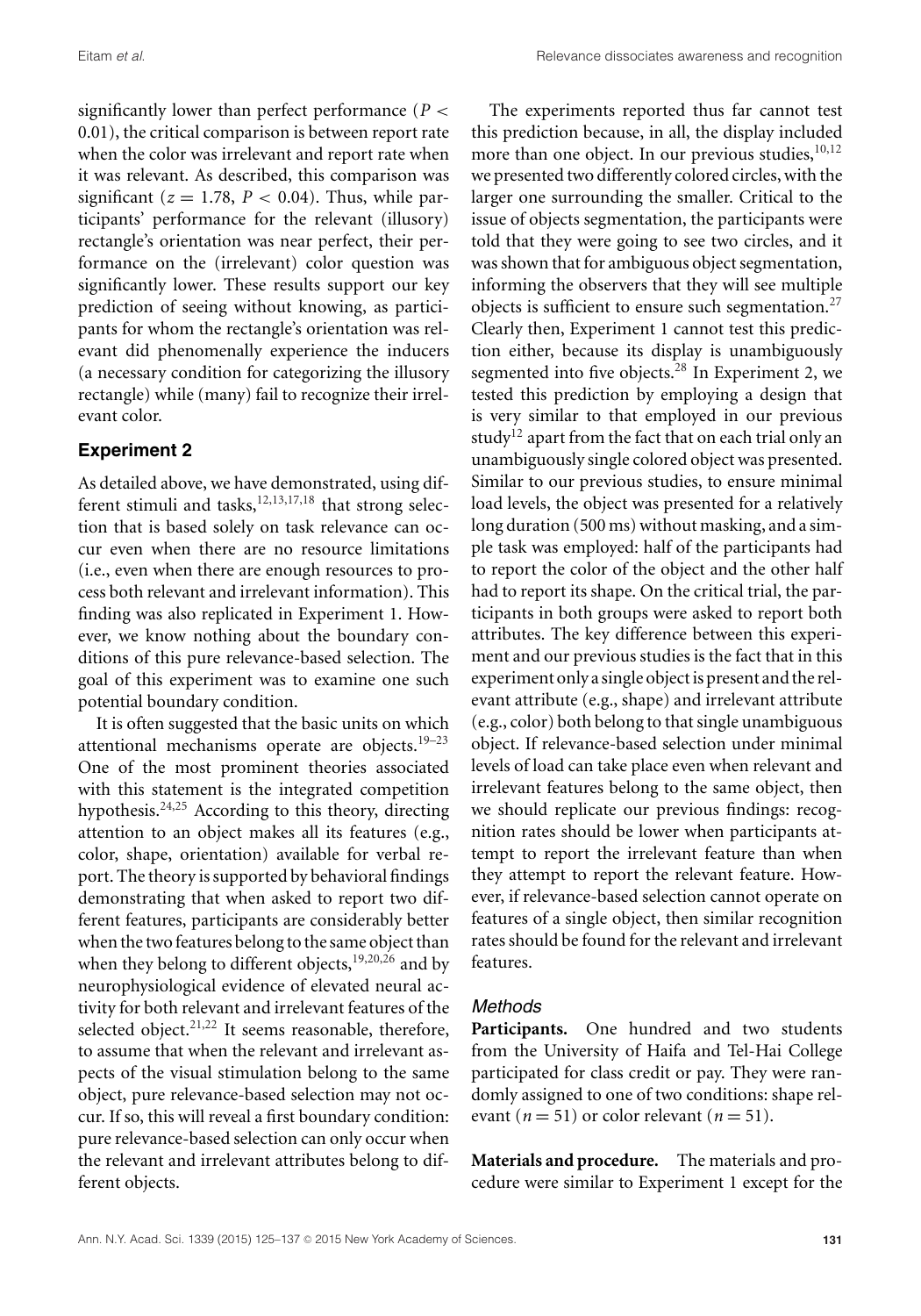significantly lower than perfect performance ($P < 0.01$), the critical comparison is between report rate when the color was irrelevant and report rate when it was relevant. As described, this comparison was significant ($z = 1.78$, $P < 0.04$). Thus, while participants' performance for the relevant (illusory) rectangle's orientation was near perfect, their performance on the (irrelevant) color question was significantly lower. These results support our key prediction of seeing without knowing, as participants for whom the rectangle's orientation was relevant did phenomenally experience the inducers (a necessary condition for categorizing the illusory rectangle) while (many) fail to recognize their irrelevant color.

## Experiment 2

As detailed above, we have demonstrated, using different stimuli and tasks,[12,13,17,18] that strong selection that is based solely on task relevance can occur even when there are no resource limitations (i.e., even when there are enough resources to process both relevant and irrelevant information). This finding was also replicated in Experiment 1. However, we know nothing about the boundary conditions of this pure relevance-based selection. The goal of this experiment was to examine one such potential boundary condition.

It is often suggested that the basic units on which attentional mechanisms operate are objects.[19–23] One of the most prominent theories associated with this statement is the integrated competition hypothesis.[24,25] According to this theory, directing attention to an object makes all its features (e.g., color, shape, orientation) available for verbal report. The theory is supported by behavioral findings demonstrating that when asked to report two different features, participants are considerably better when the two features belong to the same object than when they belong to different objects,[19,20,26] and by neurophysiological evidence of elevated neural activity for both relevant and irrelevant features of the selected object.[21,22] It seems reasonable, therefore, to assume that when the relevant and irrelevant aspects of the visual stimulation belong to the same object, pure relevance-based selection may not occur. If so, this will reveal a first boundary condition: pure relevance-based selection can only occur when the relevant and irrelevant attributes belong to different objects.

The experiments reported thus far cannot test this prediction because, in all, the display included more than one object. In our previous studies,[10,12] we presented two differently colored circles, with the larger one surrounding the smaller. Critical to the issue of objects segmentation, the participants were told that they were going to see two circles, and it was shown that for ambiguous object segmentation, informing the observers that they will see multiple objects is sufficient to ensure such segmentation.[27] Clearly then, Experiment 1 cannot test this prediction either, because its display is unambiguously segmented into five objects.[28] In Experiment 2, we tested this prediction by employing a design that is very similar to that employed in our previous study[12] apart from the fact that on each trial only an unambiguously single colored object was presented. Similar to our previous studies, to ensure minimal load levels, the object was presented for a relatively long duration (500 ms) without masking, and a simple task was employed: half of the participants had to report the color of the object and the other half had to report its shape. On the critical trial, the participants in both groups were asked to report both attributes. The key difference between this experiment and our previous studies is the fact that in this experiment only a single object is present and the relevant attribute (e.g., shape) and irrelevant attribute (e.g., color) both belong to that single unambiguous object. If relevance-based selection under minimal levels of load can take place even when relevant and irrelevant features belong to the same object, then we should replicate our previous findings: recognition rates should be lower when participants attempt to report the irrelevant feature than when they attempt to report the relevant feature. However, if relevance-based selection cannot operate on features of a single object, then similar recognition rates should be found for the relevant and irrelevant features.

### Methods

**Participants.** One hundred and two students from the University of Haifa and Tel-Hai College participated for class credit or pay. They were randomly assigned to one of two conditions: shape relevant ($n = 51$) or color relevant ($n = 51$).

**Materials and procedure.** The materials and procedure were similar to Experiment 1 except for the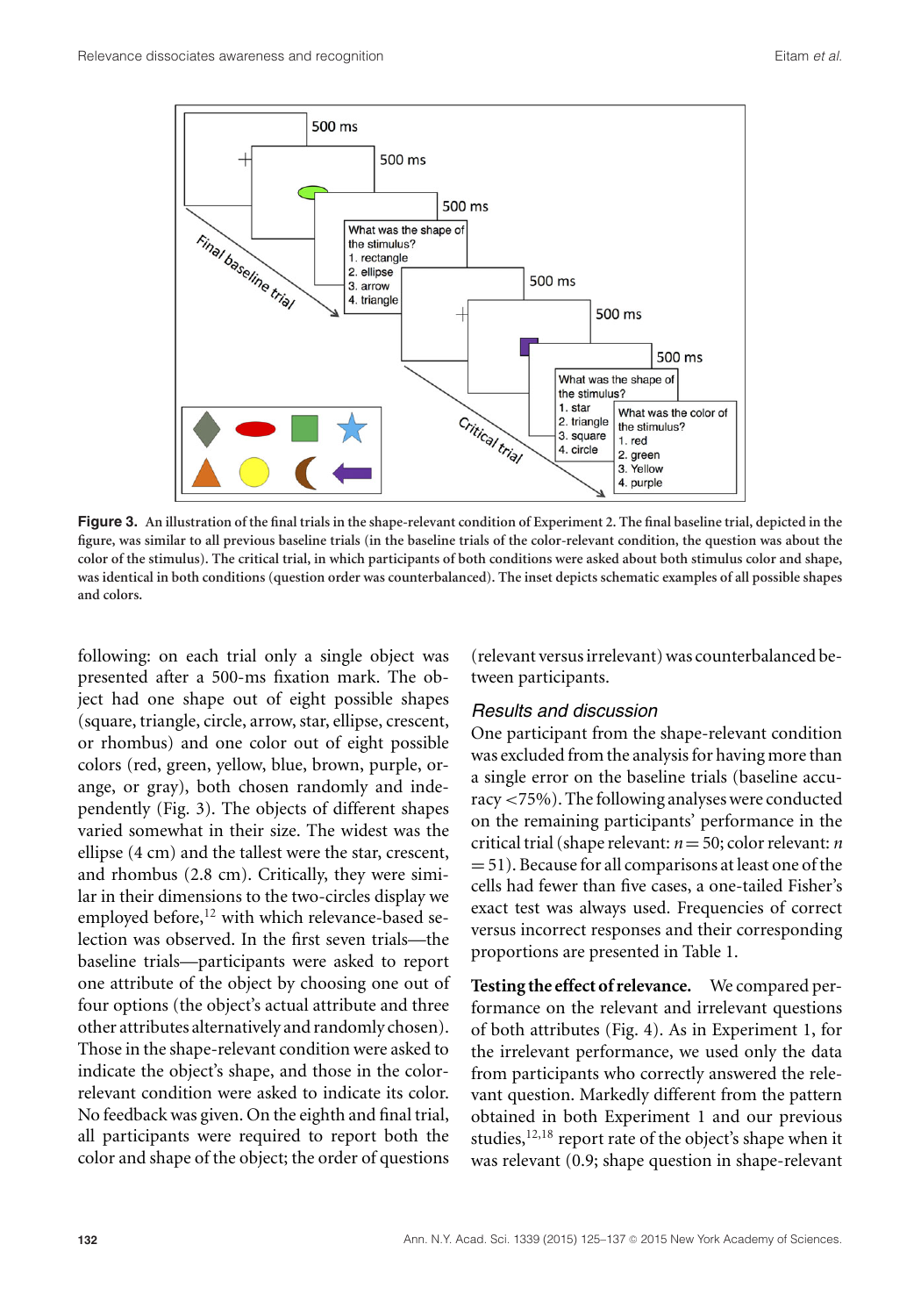**Figure 3.** An illustration of the final trials in the shape-relevant condition of Experiment 2. The final baseline trial, depicted in the figure, was similar to all previous baseline trials (in the baseline trials of the color-relevant condition, the question was about the color of the stimulus). The critical trial, in which participants of both conditions were asked about both stimulus color and shape, was identical in both conditions (question order was counterbalanced). The inset depicts schematic examples of all possible shapes and colors.

following: on each trial only a single object was presented after a 500-ms fixation mark. The object had one shape out of eight possible shapes (square, triangle, circle, arrow, star, ellipse, crescent, or rhombus) and one color out of eight possible colors (red, green, yellow, blue, brown, purple, orange, or gray), both chosen randomly and independently (Fig. 3). The objects of different shapes varied somewhat in their size. The widest was the ellipse (4 cm) and the tallest were the star, crescent, and rhombus (2.8 cm). Critically, they were similar in their dimensions to the two-circles display we employed before,[12] with which relevance-based selection was observed. In the first seven trials—the baseline trials—participants were asked to report one attribute of the object by choosing one out of four options (the object's actual attribute and three other attributes alternatively and randomly chosen). Those in the shape-relevant condition were asked to indicate the object's shape, and those in the color-relevant condition were asked to indicate its color. No feedback was given. On the eighth and final trial, all participants were required to report both the color and shape of the object; the order of questions (relevant versus irrelevant) was counterbalanced between participants.

### Results and discussion

One participant from the shape-relevant condition was excluded from the analysis for having more than a single error on the baseline trials (baseline accuracy <75%). The following analyses were conducted on the remaining participants' performance in the critical trial (shape relevant: $n = 50$; color relevant: $n = 51$). Because for all comparisons at least one of the cells had fewer than five cases, a one-tailed Fisher's exact test was always used. Frequencies of correct versus incorrect responses and their corresponding proportions are presented in Table 1.

**Testing the effect of relevance.** We compared performance on the relevant and irrelevant questions of both attributes (Fig. 4). As in Experiment 1, for the irrelevant performance, we used only the data from participants who correctly answered the relevant question. Markedly different from the pattern obtained in both Experiment 1 and our previous studies,[12,18] report rate of the object's shape when it was relevant (0.9; shape question in shape-relevant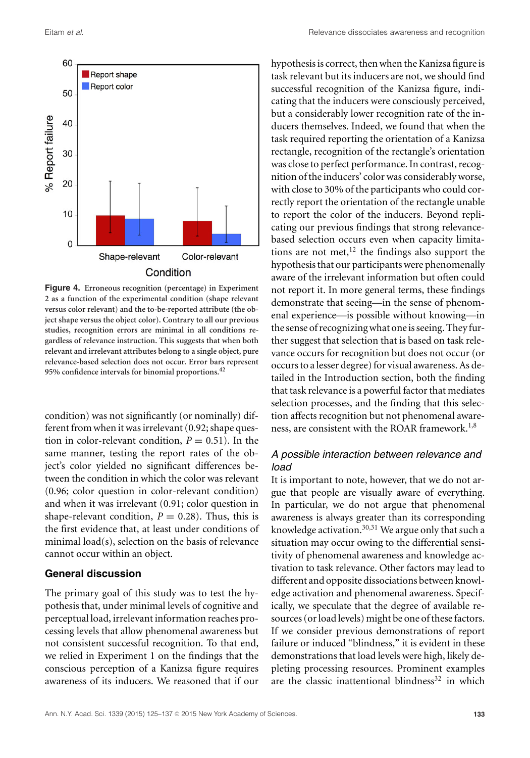**Figure 4.** Erroneous recognition (percentage) in Experiment 2 as a function of the experimental condition (shape relevant versus color relevant) and the to-be-reported attribute (the object shape versus the object color). Contrary to all our previous studies, recognition errors are minimal in all conditions regardless of relevance instruction. This suggests that when both relevant and irrelevant attributes belong to a single object, pure relevance-based selection does not occur. Error bars represent 95% confidence intervals for binomial proportions.[42]

condition) was not significantly (or nominally) different from when it was irrelevant (0.92; shape question in color-relevant condition, $P = 0.51$). In the same manner, testing the report rates of the object's color yielded no significant differences between the condition in which the color was relevant (0.96; color question in color-relevant condition) and when it was irrelevant (0.91; color question in shape-relevant condition, $P = 0.28$). Thus, this is the first evidence that, at least under conditions of minimal load(s), selection on the basis of relevance cannot occur within an object.

## General discussion

The primary goal of this study was to test the hypothesis that, under minimal levels of cognitive and perceptual load, irrelevant information reaches processing levels that allow phenomenal awareness but not consistent successful recognition. To that end, we relied in Experiment 1 on the findings that the conscious perception of a Kanizsa figure requires awareness of its inducers. We reasoned that if our hypothesis is correct, then when the Kanizsa figure is task relevant but its inducers are not, we should find successful recognition of the Kanizsa figure, indicating that the inducers were consciously perceived, but a considerably lower recognition rate of the inducers themselves. Indeed, we found that when the task required reporting the orientation of a Kanizsa rectangle, recognition of the rectangle's orientation was close to perfect performance. In contrast, recognition of the inducers' color was considerably worse, with close to 30% of the participants who could correctly report the orientation of the rectangle unable to report the color of the inducers. Beyond replicating our previous findings that strong relevance-based selection occurs even when capacity limitations are not met,[12] the findings also support the hypothesis that our participants were phenomenally aware of the irrelevant information but often could not report it. In more general terms, these findings demonstrate that seeing—in the sense of phenomenal experience—is possible without knowing—in the sense of recognizing what one is seeing. They further suggest that selection that is based on task relevance occurs for recognition but does not occur (or occurs to a lesser degree) for visual awareness. As detailed in the Introduction section, both the finding that task relevance is a powerful factor that mediates selection processes, and the finding that this selection affects recognition but not phenomenal awareness, are consistent with the ROAR framework.[1,8]

### *A possible interaction between relevance and load*

It is important to note, however, that we do not argue that people are visually aware of everything. In particular, we do not argue that phenomenal awareness is always greater than its corresponding knowledge activation.[30,31] We argue only that such a situation may occur owing to the differential sensitivity of phenomenal awareness and knowledge activation to task relevance. Other factors may lead to different and opposite dissociations between knowledge activation and phenomenal awareness. Specifically, we speculate that the degree of available resources (or load levels) might be one of these factors. If we consider previous demonstrations of report failure or induced "blindness," it is evident in these demonstrations that load levels were high, likely depleting processing resources. Prominent examples are the classic inattentional blindness[32] in which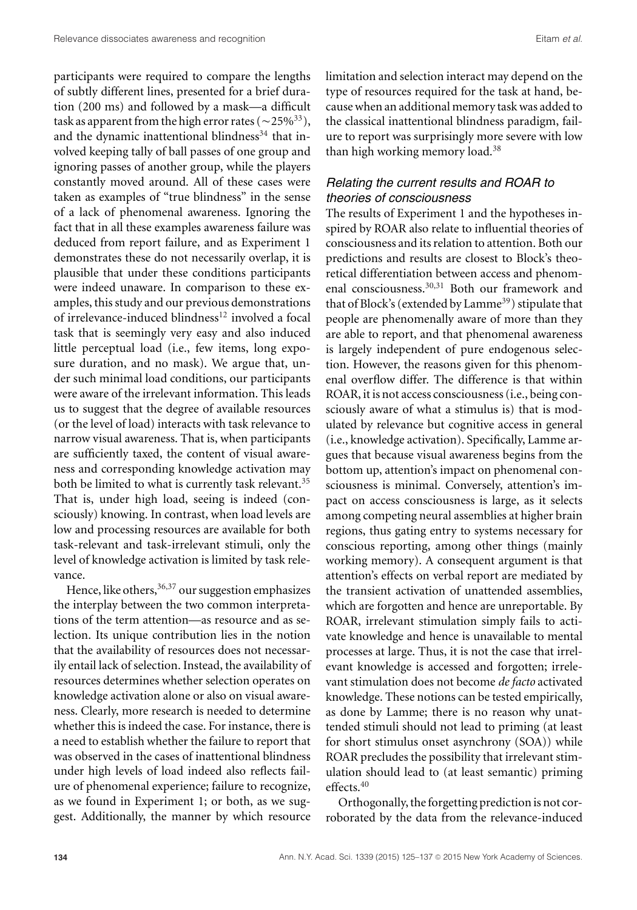participants were required to compare the lengths of subtly different lines, presented for a brief duration (200 ms) and followed by a mask—a difficult task as apparent from the high error rates (~25%[33]), and the dynamic inattentional blindness[34] that involved keeping tally of ball passes of one group and ignoring passes of another group, while the players constantly moved around. All of these cases were taken as examples of "true blindness" in the sense of a lack of phenomenal awareness. Ignoring the fact that in all these examples awareness failure was deduced from report failure, and as Experiment 1 demonstrates these do not necessarily overlap, it is plausible that under these conditions participants were indeed unaware. In comparison to these examples, this study and our previous demonstrations of irrelevance-induced blindness[12] involved a focal task that is seemingly very easy and also induced little perceptual load (i.e., few items, long exposure duration, and no mask). We argue that, under such minimal load conditions, our participants were aware of the irrelevant information. This leads us to suggest that the degree of available resources (or the level of load) interacts with task relevance to narrow visual awareness. That is, when participants are sufficiently taxed, the content of visual awareness and corresponding knowledge activation may both be limited to what is currently task relevant.[35] That is, under high load, seeing is indeed (consciously) knowing. In contrast, when load levels are low and processing resources are available for both task-relevant and task-irrelevant stimuli, only the level of knowledge activation is limited by task relevance.

Hence, like others,[36,37] our suggestion emphasizes the interplay between the two common interpretations of the term attention—as resource and as selection. Its unique contribution lies in the notion that the availability of resources does not necessarily entail lack of selection. Instead, the availability of resources determines whether selection operates on knowledge activation alone or also on visual awareness. Clearly, more research is needed to determine whether this is indeed the case. For instance, there is a need to establish whether the failure to report that was observed in the cases of inattentional blindness under high levels of load indeed also reflects failure of phenomenal experience; failure to recognize, as we found in Experiment 1; or both, as we suggest. Additionally, the manner by which resource limitation and selection interact may depend on the type of resources required for the task at hand, because when an additional memory task was added to the classical inattentional blindness paradigm, failure to report was surprisingly more severe with low than high working memory load.[38]

### *Relating the current results and ROAR to theories of consciousness*

The results of Experiment 1 and the hypotheses inspired by ROAR also relate to influential theories of consciousness and its relation to attention. Both our predictions and results are closest to Block's theoretical differentiation between access and phenomenal consciousness.[30,31] Both our framework and that of Block's (extended by Lamme[39]) stipulate that people are phenomenally aware of more than they are able to report, and that phenomenal awareness is largely independent of pure endogenous selection. However, the reasons given for this phenomenal overflow differ. The difference is that within ROAR, it is not access consciousness (i.e., being consciously aware of what a stimulus is) that is modulated by relevance but cognitive access in general (i.e., knowledge activation). Specifically, Lamme argues that because visual awareness begins from the bottom up, attention's impact on phenomenal consciousness is minimal. Conversely, attention's impact on access consciousness is large, as it selects among competing neural assemblies at higher brain regions, thus gating entry to systems necessary for conscious reporting, among other things (mainly working memory). A consequent argument is that attention's effects on verbal report are mediated by the transient activation of unattended assemblies, which are forgotten and hence are unreportable. By ROAR, irrelevant stimulation simply fails to activate knowledge and hence is unavailable to mental processes at large. Thus, it is not the case that irrelevant knowledge is accessed and forgotten; irrelevant stimulation does not become *de facto* activated knowledge. These notions can be tested empirically, as done by Lamme; there is no reason why unattended stimuli should not lead to priming (at least for short stimulus onset asynchrony (SOA)) while ROAR precludes the possibility that irrelevant stimulation should lead to (at least semantic) priming effects.[40]

Orthogonally, the forgetting prediction is not corroborated by the data from the relevance-induced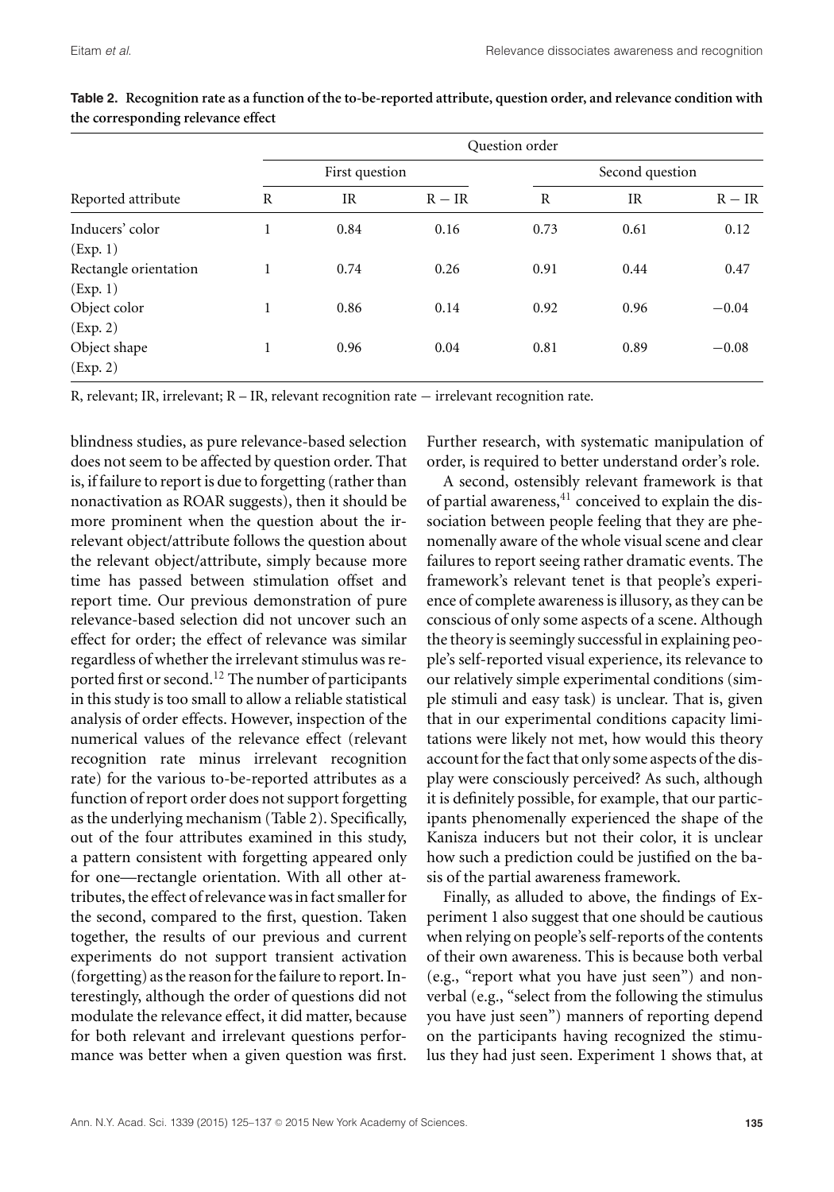**Table 2. Recognition rate as a function of the to-be-reported attribute, question order, and relevance condition with the corresponding relevance effect**

| | Question order | | | | | |
|---|---|---|---|---|---|---|
| | First question | | | Second question | | |
| Reported attribute | R | IR | R − IR | R | IR | R − IR |
| Inducers' color (Exp. 1) | 1 | 0.84 | 0.16 | 0.73 | 0.61 | 0.12 |
| Rectangle orientation (Exp. 1) | 1 | 0.74 | 0.26 | 0.91 | 0.44 | 0.47 |
| Object color (Exp. 2) | 1 | 0.86 | 0.14 | 0.92 | 0.96 | −0.04 |
| Object shape (Exp. 2) | 1 | 0.96 | 0.04 | 0.81 | 0.89 | −0.08 |

R, relevant; IR, irrelevant; R – IR, relevant recognition rate − irrelevant recognition rate.

blindness studies, as pure relevance-based selection does not seem to be affected by question order. That is, if failure to report is due to forgetting (rather than nonactivation as ROAR suggests), then it should be more prominent when the question about the irrelevant object/attribute follows the question about the relevant object/attribute, simply because more time has passed between stimulation offset and report time. Our previous demonstration of pure relevance-based selection did not uncover such an effect for order; the effect of relevance was similar regardless of whether the irrelevant stimulus was reported first or second.[12] The number of participants in this study is too small to allow a reliable statistical analysis of order effects. However, inspection of the numerical values of the relevance effect (relevant recognition rate minus irrelevant recognition rate) for the various to-be-reported attributes as a function of report order does not support forgetting as the underlying mechanism (Table 2). Specifically, out of the four attributes examined in this study, a pattern consistent with forgetting appeared only for one—rectangle orientation. With all other attributes, the effect of relevance was in fact smaller for the second, compared to the first, question. Taken together, the results of our previous and current experiments do not support transient activation (forgetting) as the reason for the failure to report. Interestingly, although the order of questions did not modulate the relevance effect, it did matter, because for both relevant and irrelevant questions performance was better when a given question was first. Further research, with systematic manipulation of order, is required to better understand order's role.

A second, ostensibly relevant framework is that of partial awareness,[41] conceived to explain the dissociation between people feeling that they are phenomenally aware of the whole visual scene and clear failures to report seeing rather dramatic events. The framework's relevant tenet is that people's experience of complete awareness is illusory, as they can be conscious of only some aspects of a scene. Although the theory is seemingly successful in explaining people's self-reported visual experience, its relevance to our relatively simple experimental conditions (simple stimuli and easy task) is unclear. That is, given that in our experimental conditions capacity limitations were likely not met, how would this theory account for the fact that only some aspects of the display were consciously perceived? As such, although it is definitely possible, for example, that our participants phenomenally experienced the shape of the Kanisza inducers but not their color, it is unclear how such a prediction could be justified on the basis of the partial awareness framework.

Finally, as alluded to above, the findings of Experiment 1 also suggest that one should be cautious when relying on people's self-reports of the contents of their own awareness. This is because both verbal (e.g., "report what you have just seen") and nonverbal (e.g., "select from the following the stimulus you have just seen") manners of reporting depend on the participants having recognized the stimulus they had just seen. Experiment 1 shows that, at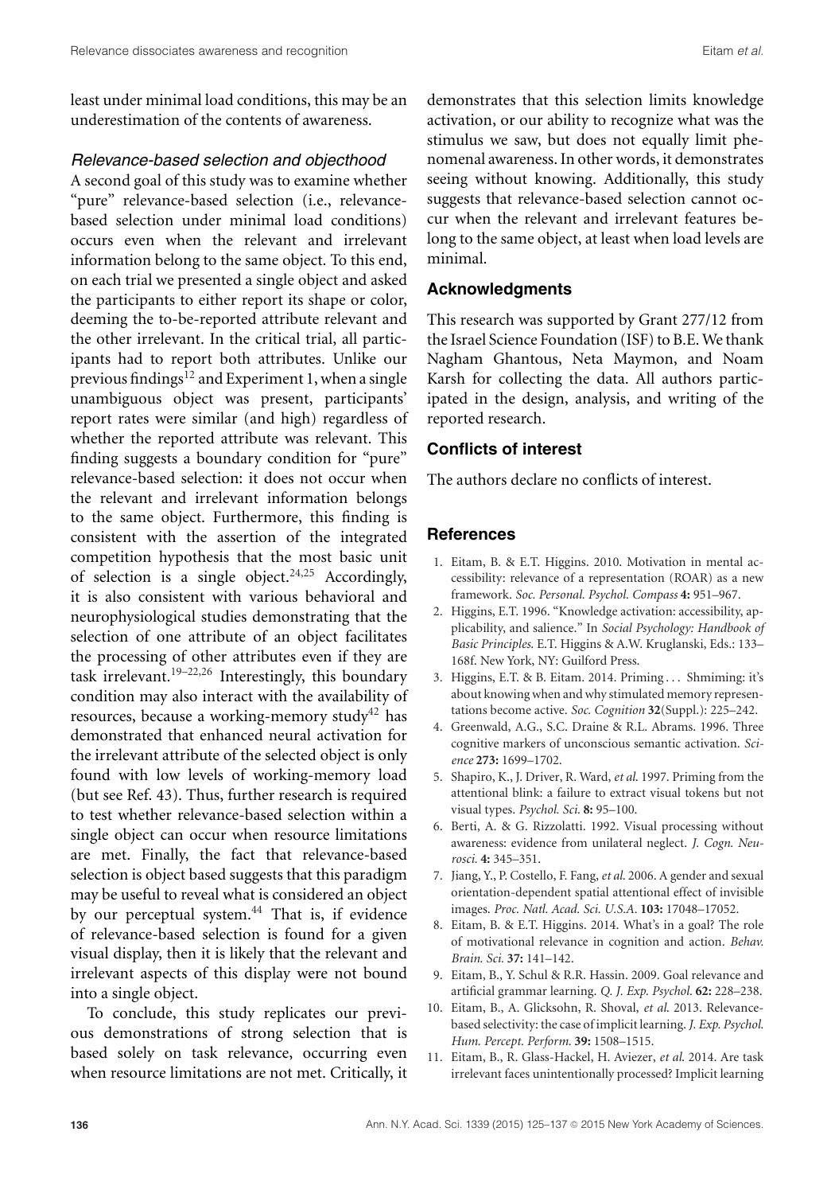least under minimal load conditions, this may be an underestimation of the contents of awareness.

### *Relevance-based selection and objecthood*

A second goal of this study was to examine whether "pure" relevance-based selection (i.e., relevance-based selection under minimal load conditions) occurs even when the relevant and irrelevant information belong to the same object. To this end, on each trial we presented a single object and asked the participants to either report its shape or color, deeming the to-be-reported attribute relevant and the other irrelevant. In the critical trial, all participants had to report both attributes. Unlike our previous findings[12] and Experiment 1, when a single unambiguous object was present, participants' report rates were similar (and high) regardless of whether the reported attribute was relevant. This finding suggests a boundary condition for "pure" relevance-based selection: it does not occur when the relevant and irrelevant information belongs to the same object. Furthermore, this finding is consistent with the assertion of the integrated competition hypothesis that the most basic unit of selection is a single object.[24,25] Accordingly, it is also consistent with various behavioral and neurophysiological studies demonstrating that the selection of one attribute of an object facilitates the processing of other attributes even if they are task irrelevant.[19–22,26] Interestingly, this boundary condition may also interact with the availability of resources, because a working-memory study[42] has demonstrated that enhanced neural activation for the irrelevant attribute of the selected object is only found with low levels of working-memory load (but see Ref. 43). Thus, further research is required to test whether relevance-based selection within a single object can occur when resource limitations are met. Finally, the fact that relevance-based selection is object based suggests that this paradigm may be useful to reveal what is considered an object by our perceptual system.[44] That is, if evidence of relevance-based selection is found for a given visual display, then it is likely that the relevant and irrelevant aspects of this display were not bound into a single object.

To conclude, this study replicates our previous demonstrations of strong selection that is based solely on task relevance, occurring even when resource limitations are not met. Critically, it demonstrates that this selection limits knowledge activation, or our ability to recognize what was the stimulus we saw, but does not equally limit phenomenal awareness. In other words, it demonstrates seeing without knowing. Additionally, this study suggests that relevance-based selection cannot occur when the relevant and irrelevant features belong to the same object, at least when load levels are minimal.

## Acknowledgments

This research was supported by Grant 277/12 from the Israel Science Foundation (ISF) to B.E. We thank Nagham Ghantous, Neta Maymon, and Noam Karsh for collecting the data. All authors participated in the design, analysis, and writing of the reported research.

## Conflicts of interest

The authors declare no conflicts of interest.

## References

1. Eitam, B. & E.T. Higgins. 2010. Motivation in mental accessibility: relevance of a representation (ROAR) as a new framework. *Soc. Personal. Psychol. Compass* **4:** 951–967.
2. Higgins, E.T. 1996. "Knowledge activation: accessibility, applicability, and salience." In *Social Psychology: Handbook of Basic Principles*. E.T. Higgins & A.W. Kruglanski, Eds.: 133–168f. New York, NY: Guilford Press.
3. Higgins, E.T. & B. Eitam. 2014. Priming . . . Shmiming: it's about knowing when and why stimulated memory representations become active. *Soc. Cognition* **32**(Suppl.): 225–242.
4. Greenwald, A.G., S.C. Draine & R.L. Abrams. 1996. Three cognitive markers of unconscious semantic activation. *Science* **273:** 1699–1702.
5. Shapiro, K., J. Driver, R. Ward, *et al.* 1997. Priming from the attentional blink: a failure to extract visual tokens but not visual types. *Psychol. Sci.* **8:** 95–100.
6. Berti, A. & G. Rizzolatti. 1992. Visual processing without awareness: evidence from unilateral neglect. *J. Cogn. Neurosci.* **4:** 345–351.
7. Jiang, Y., P. Costello, F. Fang, *et al.* 2006. A gender and sexual orientation-dependent spatial attentional effect of invisible images. *Proc. Natl. Acad. Sci. U.S.A.* **103:** 17048–17052.
8. Eitam, B. & E.T. Higgins. 2014. What's in a goal? The role of motivational relevance in cognition and action. *Behav. Brain. Sci.* **37:** 141–142.
9. Eitam, B., Y. Schul & R.R. Hassin. 2009. Goal relevance and artificial grammar learning. *Q. J. Exp. Psychol.* **62:** 228–238.
10. Eitam, B., A. Glicksohn, R. Shoval, *et al.* 2013. Relevance-based selectivity: the case of implicit learning. *J. Exp. Psychol. Hum. Percept. Perform.* **39:** 1508–1515.
11. Eitam, B., R. Glass-Hackel, H. Aviezer, *et al.* 2014. Are task irrelevant faces unintentionally processed? Implicit learning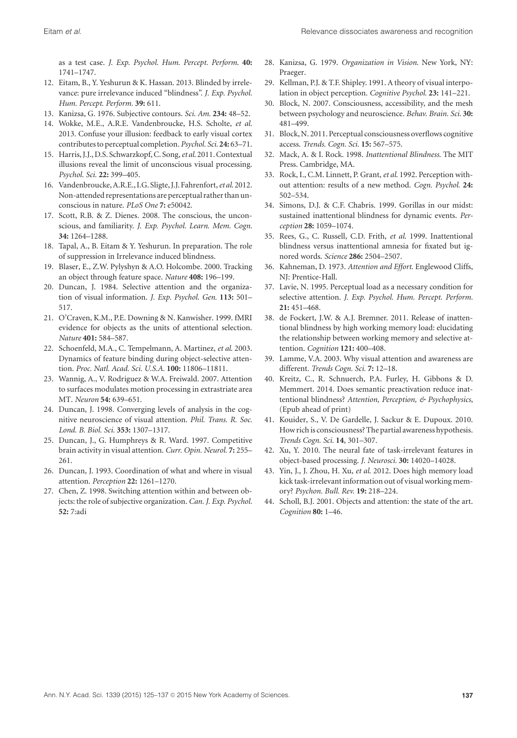as a test case. *J. Exp. Psychol. Hum. Percept. Perform.* **40:** 1741–1747.

12. Eitam, B., Y. Yeshurun & K. Hassan. 2013. Blinded by irrelevance: pure irrelevance induced "blindness". *J. Exp. Psychol. Hum. Percept. Perform.* **39:** 611.
13. Kanizsa, G. 1976. Subjective contours. *Sci. Am.* **234:** 48–52.
14. Wokke, M.E., A.R.E. Vandenbroucke, H.S. Scholte, *et al.* 2013. Confuse your illusion: feedback to early visual cortex contributes to perceptual completion. *Psychol. Sci.* **24:** 63–71.
15. Harris, J.J., D.S. Schwarzkopf, C. Song, *et al.* 2011. Contextual illusions reveal the limit of unconscious visual processing. *Psychol. Sci.* **22:** 399–405.
16. Vandenbroucke, A.R.E., I.G. Sligte, J.J. Fahrenfort, *et al.* 2012. Non-attended representations are perceptual rather than unconscious in nature. *PLoS One* **7:** e50042.
17. Scott, R.B. & Z. Dienes. 2008. The conscious, the unconscious, and familiarity. *J. Exp. Psychol. Learn. Mem. Cogn.* **34:** 1264–1288.
18. Tapal, A., B. Eitam & Y. Yeshurun. In preparation. The role of suppression in Irrelevance induced blindness.
19. Blaser, E., Z.W. Pylyshyn & A.O. Holcombe. 2000. Tracking an object through feature space. *Nature* **408:** 196–199.
20. Duncan, J. 1984. Selective attention and the organization of visual information. *J. Exp. Psychol. Gen.* **113:** 501–517.
21. O'Craven, K.M., P.E. Downing & N. Kanwisher. 1999. fMRI evidence for objects as the units of attentional selection. *Nature* **401:** 584–587.
22. Schoenfeld, M.A., C. Tempelmann, A. Martinez, *et al.* 2003. Dynamics of feature binding during object-selective attention. *Proc. Natl. Acad. Sci. U.S.A.* **100:** 11806–11811.
23. Wannig, A., V. Rodriguez & W.A. Freiwald. 2007. Attention to surfaces modulates motion processing in extrastriate area MT. *Neuron* **54:** 639–651.
24. Duncan, J. 1998. Converging levels of analysis in the cognitive neuroscience of visual attention. *Phil. Trans. R. Soc. Lond. B. Biol. Sci.* **353:** 1307–1317.
25. Duncan, J., G. Humphreys & R. Ward. 1997. Competitive brain activity in visual attention. *Curr. Opin. Neurol.* **7:** 255–261.
26. Duncan, J. 1993. Coordination of what and where in visual attention. *Perception* **22:** 1261–1270.
27. Chen, Z. 1998. Switching attention within and between objects: the role of subjective organization. *Can. J. Exp. Psychol.* **52:** 7:adi
28. Kanizsa, G. 1979. *Organization in Vision*. New York, NY: Praeger.
29. Kellman, P.J. & T.F. Shipley. 1991. A theory of visual interpolation in object perception. *Cognitive Psychol.* **23:** 141–221.
30. Block, N. 2007. Consciousness, accessibility, and the mesh between psychology and neuroscience. *Behav. Brain. Sci.* **30:** 481–499.
31. Block, N. 2011. Perceptual consciousness overflows cognitive access. *Trends. Cogn. Sci.* **15:** 567–575.
32. Mack, A. & I. Rock. 1998. *Inattentional Blindness*. The MIT Press. Cambridge, MA.
33. Rock, I., C.M. Linnett, P. Grant, *et al.* 1992. Perception without attention: results of a new method. *Cogn. Psychol.* **24:** 502–534.
34. Simons, D.J. & C.F. Chabris. 1999. Gorillas in our midst: sustained inattentional blindness for dynamic events. *Perception* **28:** 1059–1074.
35. Rees, G., C. Russell, C.D. Frith, *et al.* 1999. Inattentional blindness versus inattentional amnesia for fixated but ignored words. *Science* **286:** 2504–2507.
36. Kahneman, D. 1973. *Attention and Effort*. Englewood Cliffs, NJ: Prentice-Hall.
37. Lavie, N. 1995. Perceptual load as a necessary condition for selective attention. *J. Exp. Psychol. Hum. Percept. Perform.* **21:** 451–468.
38. de Fockert, J.W. & A.J. Bremner. 2011. Release of inattentional blindness by high working memory load: elucidating the relationship between working memory and selective attention. *Cognition* **121:** 400–408.
39. Lamme, V.A. 2003. Why visual attention and awareness are different. *Trends Cogn. Sci.* **7:** 12–18.
40. Kreitz, C., R. Schnuerch, P.A. Furley, H. Gibbons & D. Memmert. 2014. Does semantic preactivation reduce inattentional blindness? *Attention, Perception, & Psychophysics*, (Epub ahead of print)
41. Kouider, S., V. De Gardelle, J. Sackur & E. Dupoux. 2010. How rich is consciousness? The partial awareness hypothesis. *Trends Cogn. Sci.* **14**, 301–307.
42. Xu, Y. 2010. The neural fate of task-irrelevant features in object-based processing. *J. Neurosci.* **30:** 14020–14028.
43. Yin, J., J. Zhou, H. Xu, *et al.* 2012. Does high memory load kick task-irrelevant information out of visual working memory? *Psychon. Bull. Rev.* **19:** 218–224.
44. Scholl, B.J. 2001. Objects and attention: the state of the art. *Cognition* **80:** 1–46.